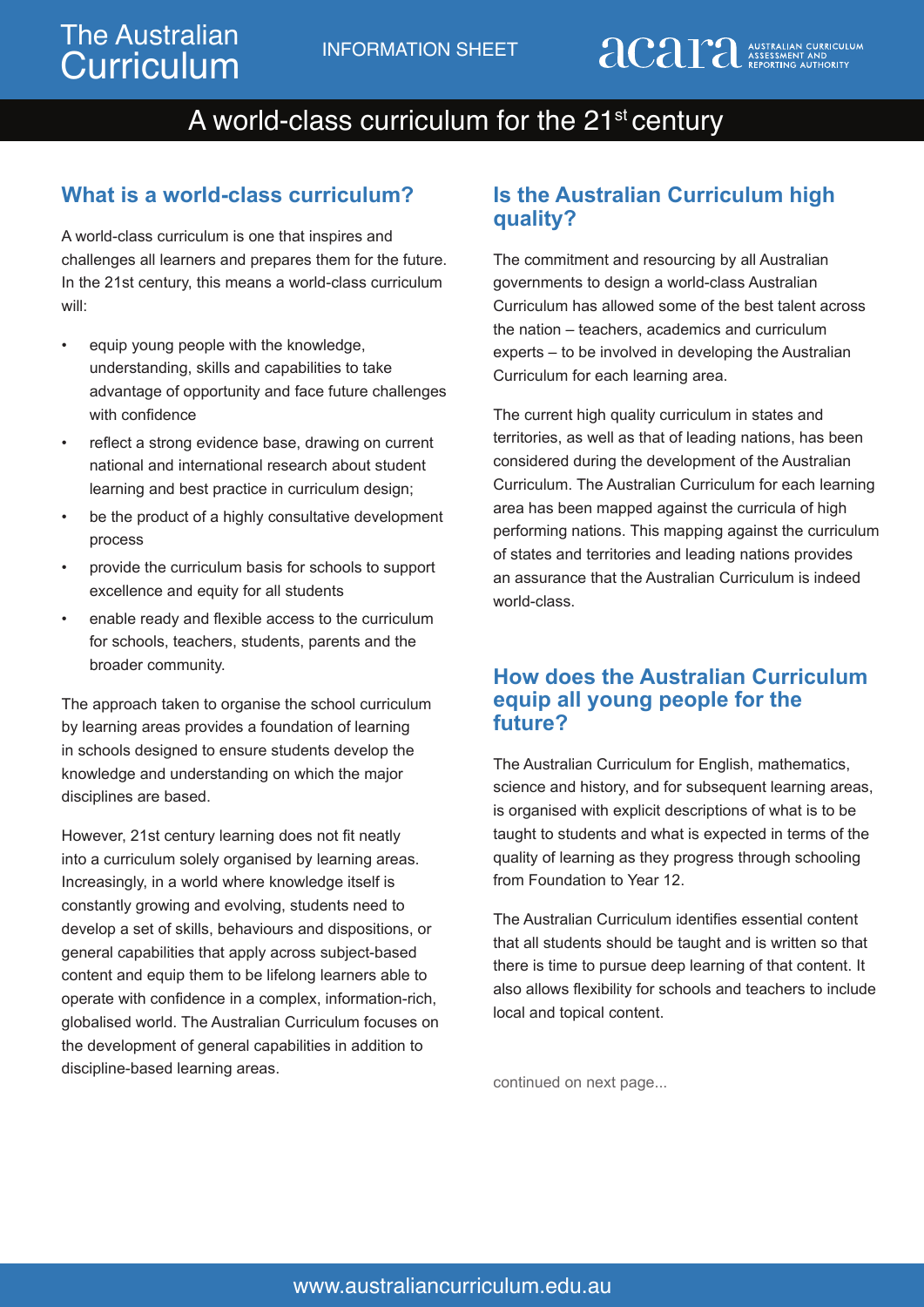The Australian Curriculum

INFORMATION SHEET

# A world-class curriculum for the 21st century

## What is a world-class curriculum?

A world-class curriculum is one that inspires and challenges all learners and prepares them for the future. In the 21st century, this means a world-class curriculum will:

- equip young people with the knowledge, understanding, skills and capabilities to take advantage of opportunity and face future challenges with confidence
- reflect a strong evidence base, drawing on current national and international research about student learning and best practice in curriculum design;
- be the product of a highly consultative development process
- provide the curriculum basis for schools to support excellence and equity for all students
- enable ready and flexible access to the curriculum for schools, teachers, students, parents and the broader community.

The approach taken to organise the school curriculum by learning areas provides a foundation of learning in schools designed to ensure students develop the knowledge and understanding on which the major disciplines are based.

However, 21st century learning does not fit neatly into a curriculum solely organised by learning areas. Increasingly, in a world where knowledge itself is constantly growing and evolving, students need to develop a set of skills, behaviours and dispositions, or general capabilities that apply across subject-based content and equip them to be lifelong learners able to operate with confidence in a complex, information-rich, globalised world. The Australian Curriculum focuses on the development of general capabilities in addition to discipline-based learning areas.

## Is the Australian Curriculum high quality?

The commitment and resourcing by all Australian governments to design a world-class Australian Curriculum has allowed some of the best talent across the nation – teachers, academics and curriculum experts – to be involved in developing the Australian Curriculum for each learning area.

The current high quality curriculum in states and territories, as well as that of leading nations, has been considered during the development of the Australian Curriculum. The Australian Curriculum for each learning area has been mapped against the curricula of high performing nations. This mapping against the curriculum of states and territories and leading nations provides an assurance that the Australian Curriculum is indeed world-class.

## How does the Australian Curriculum equip all young people for the future?

The Australian Curriculum for English, mathematics, science and history, and for subsequent learning areas, is organised with explicit descriptions of what is to be taught to students and what is expected in terms of the quality of learning as they progress through schooling from Foundation to Year 12.

The Australian Curriculum identifies essential content that all students should be taught and is written so that there is time to pursue deep learning of that content. It also allows flexibility for schools and teachers to include local and topical content.

continued on next page...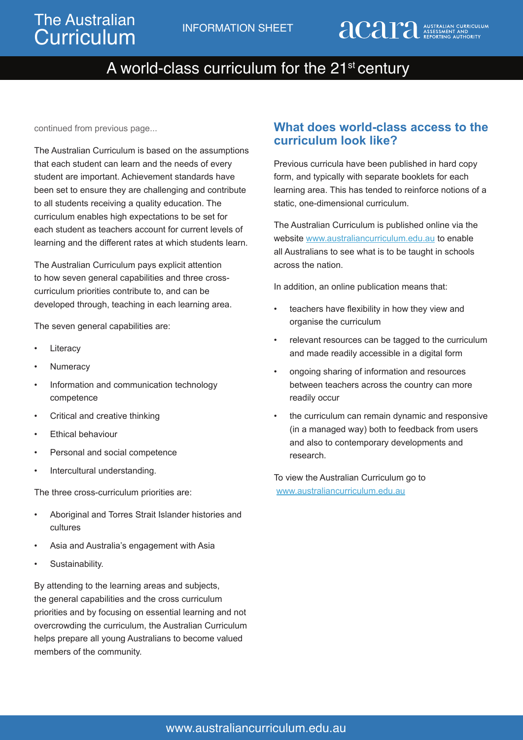continued from previous page...

The Australian Curriculum is based on the assumptions that each student can learn and the needs of every student are important. Achievement standards have been set to ensure they are challenging and contribute to all students receiving a quality education. The curriculum enables high expectations to be set for each student as teachers account for current levels of learning and the different rates at which students learn.

The Australian Curriculum pays explicit attention to how seven general capabilities and three cross-curriculum priorities contribute to, and can be developed through, teaching in each learning area.

The seven general capabilities are:

- Literacy
- Numeracy
- Information and communication technology competence
- Critical and creative thinking
- Ethical behaviour
- Personal and social competence
- Intercultural understanding.

The three cross-curriculum priorities are:

- Aboriginal and Torres Strait Islander histories and cultures
- Asia and Australia's engagement with Asia
- Sustainability.

By attending to the learning areas and subjects, the general capabilities and the cross curriculum priorities and by focusing on essential learning and not overcrowding the curriculum, the Australian Curriculum helps prepare all young Australians to become valued members of the community.

## What does world-class access to the curriculum look like?

Previous curricula have been published in hard copy form, and typically with separate booklets for each learning area. This has tended to reinforce notions of a static, one-dimensional curriculum.

The Australian Curriculum is published online via the website www.australiancurriculum.edu.au to enable all Australians to see what is to be taught in schools across the nation.

In addition, an online publication means that:

- teachers have flexibility in how they view and organise the curriculum
- relevant resources can be tagged to the curriculum and made readily accessible in a digital form
- ongoing sharing of information and resources between teachers across the country can more readily occur
- the curriculum can remain dynamic and responsive (in a managed way) both to feedback from users and also to contemporary developments and research.

To view the Australian Curriculum go to www.australiancurriculum.edu.au